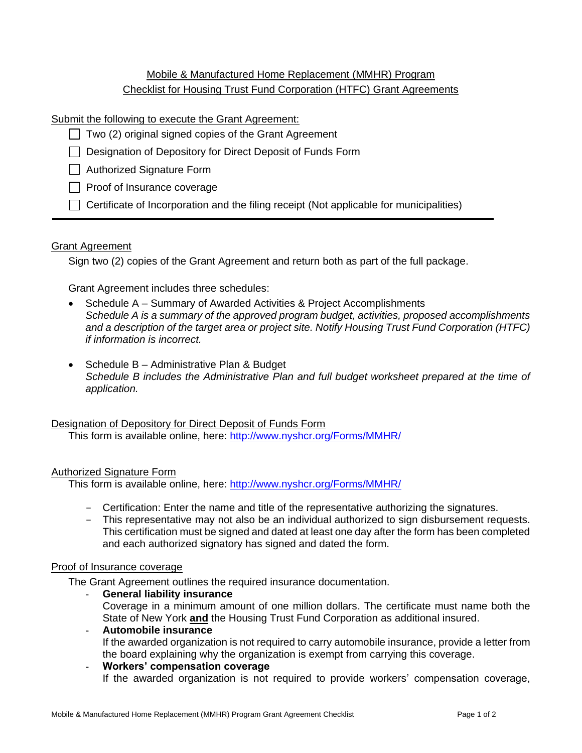Mobile & Manufactured Home Replacement (MMHR) Program
Checklist for Housing Trust Fund Corporation (HTFC) Grant Agreements

Submit the following to execute the Grant Agreement:

- [ ] Two (2) original signed copies of the Grant Agreement
- [ ] Designation of Depository for Direct Deposit of Funds Form
- [ ] Authorized Signature Form
- [ ] Proof of Insurance coverage
- [ ] Certificate of Incorporation and the filing receipt (Not applicable for municipalities)

---

Grant Agreement

Sign two (2) copies of the Grant Agreement and return both as part of the full package.

Grant Agreement includes three schedules:

- Schedule A – Summary of Awarded Activities & Project Accomplishments
  *Schedule A is a summary of the approved program budget, activities, proposed accomplishments and a description of the target area or project site. Notify Housing Trust Fund Corporation (HTFC) if information is incorrect.*

- Schedule B – Administrative Plan & Budget
  *Schedule B includes the Administrative Plan and full budget worksheet prepared at the time of application.*

Designation of Depository for Direct Deposit of Funds Form

This form is available online, here: http://www.nyshcr.org/Forms/MMHR/

Authorized Signature Form

This form is available online, here: http://www.nyshcr.org/Forms/MMHR/

- Certification: Enter the name and title of the representative authorizing the signatures.
- This representative may not also be an individual authorized to sign disbursement requests. This certification must be signed and dated at least one day after the form has been completed and each authorized signatory has signed and dated the form.

Proof of Insurance coverage

The Grant Agreement outlines the required insurance documentation.

- **General liability insurance**
  Coverage in a minimum amount of one million dollars. The certificate must name both the State of New York **and** the Housing Trust Fund Corporation as additional insured.
- **Automobile insurance**
  If the awarded organization is not required to carry automobile insurance, provide a letter from the board explaining why the organization is exempt from carrying this coverage.
- **Workers' compensation coverage**
  If the awarded organization is not required to provide workers' compensation coverage,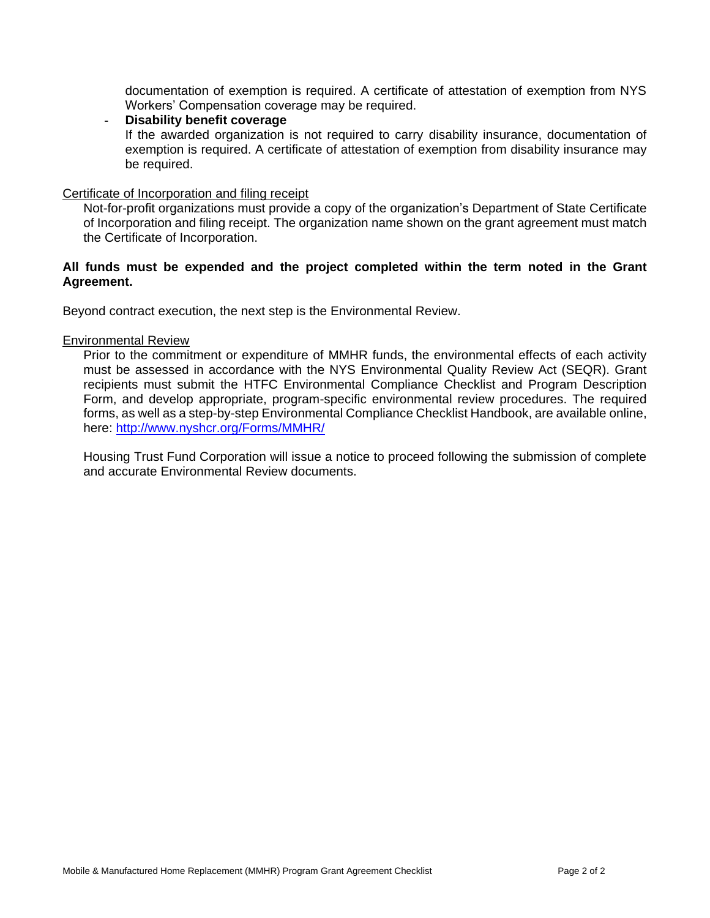documentation of exemption is required. A certificate of attestation of exemption from NYS Workers' Compensation coverage may be required.

- **Disability benefit coverage**
  If the awarded organization is not required to carry disability insurance, documentation of exemption is required. A certificate of attestation of exemption from disability insurance may be required.

<u>Certificate of Incorporation and filing receipt</u>

Not-for-profit organizations must provide a copy of the organization's Department of State Certificate of Incorporation and filing receipt. The organization name shown on the grant agreement must match the Certificate of Incorporation.

**All funds must be expended and the project completed within the term noted in the Grant Agreement.**

Beyond contract execution, the next step is the Environmental Review.

<u>Environmental Review</u>

Prior to the commitment or expenditure of MMHR funds, the environmental effects of each activity must be assessed in accordance with the NYS Environmental Quality Review Act (SEQR). Grant recipients must submit the HTFC Environmental Compliance Checklist and Program Description Form, and develop appropriate, program-specific environmental review procedures. The required forms, as well as a step-by-step Environmental Compliance Checklist Handbook, are available online, here: [http://www.nyshcr.org/Forms/MMHR/](http://www.nyshcr.org/Forms/MMHR/)

Housing Trust Fund Corporation will issue a notice to proceed following the submission of complete and accurate Environmental Review documents.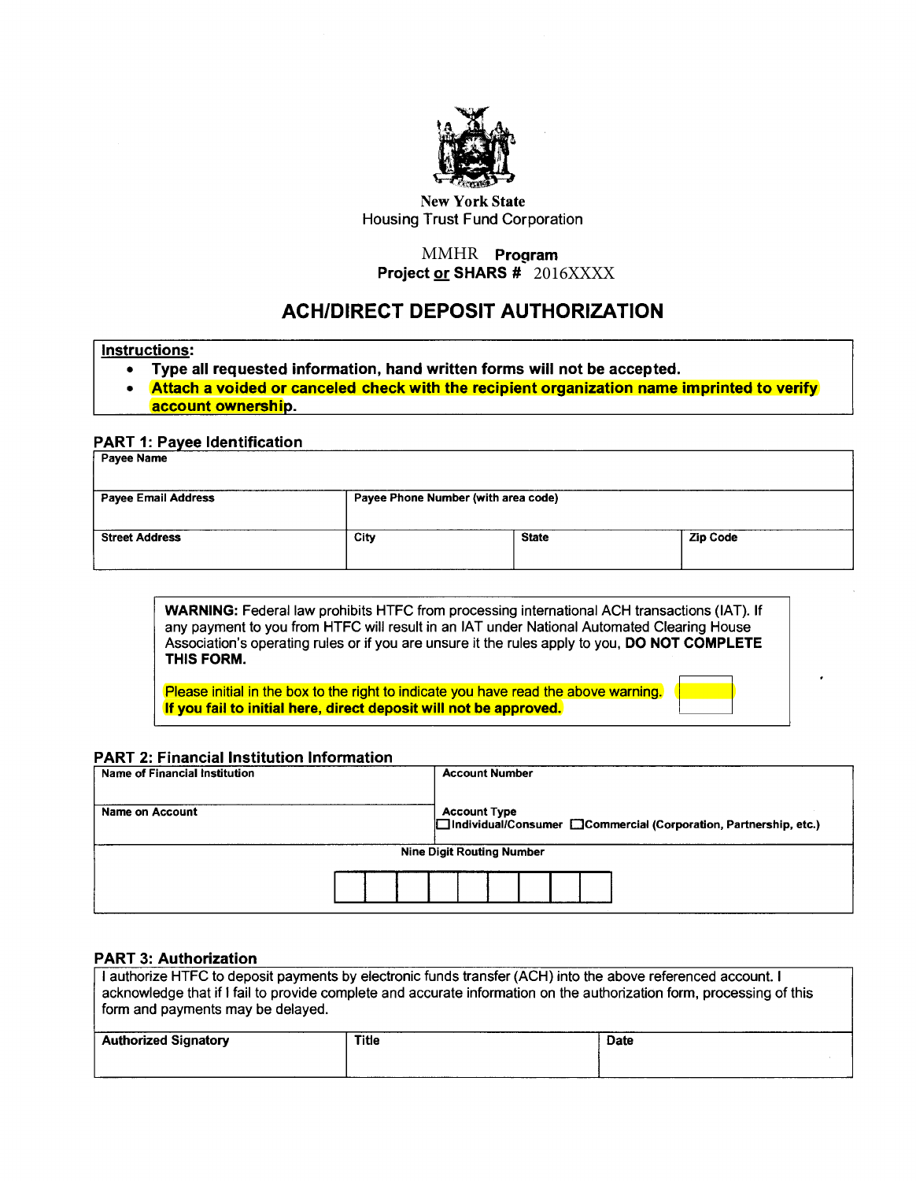New York State
Housing Trust Fund Corporation

MMHR **Program**
**Project or SHARS #** 2016XXXX

# ACH/DIRECT DEPOSIT AUTHORIZATION

**Instructions:**

- **Type all requested information, hand written forms will not be accepted.**
- **Attach a voided or canceled check with the recipient organization name imprinted to verify account ownership.**

## PART 1: Payee Identification

| Payee Name | | | |
|---|---|---|---|
| **Payee Email Address** | **Payee Phone Number (with area code)** | | |
| **Street Address** | **City** | **State** | **Zip Code** |

**WARNING:** Federal law prohibits HTFC from processing international ACH transactions (IAT). If any payment to you from HTFC will result in an IAT under National Automated Clearing House Association's operating rules or if you are unsure it the rules apply to you, **DO NOT COMPLETE THIS FORM.**

Please initial in the box to the right to indicate you have read the above warning. **If you fail to initial here, direct deposit will not be approved.** [ ]

## PART 2: Financial Institution Information

| Name of Financial Institution | Account Number |
|---|---|
| **Name on Account** | **Account Type** ☐ Individual/Consumer ☐ Commercial (Corporation, Partnership, etc.) |
| **Nine Digit Routing Number** | |
| [ ][ ][ ][ ][ ][ ][ ][ ][ ] | |

## PART 3: Authorization

I authorize HTFC to deposit payments by electronic funds transfer (ACH) into the above referenced account. I acknowledge that if I fail to provide complete and accurate information on the authorization form, processing of this form and payments may be delayed.

| Authorized Signatory | Title | Date |
|---|---|---|
| | | |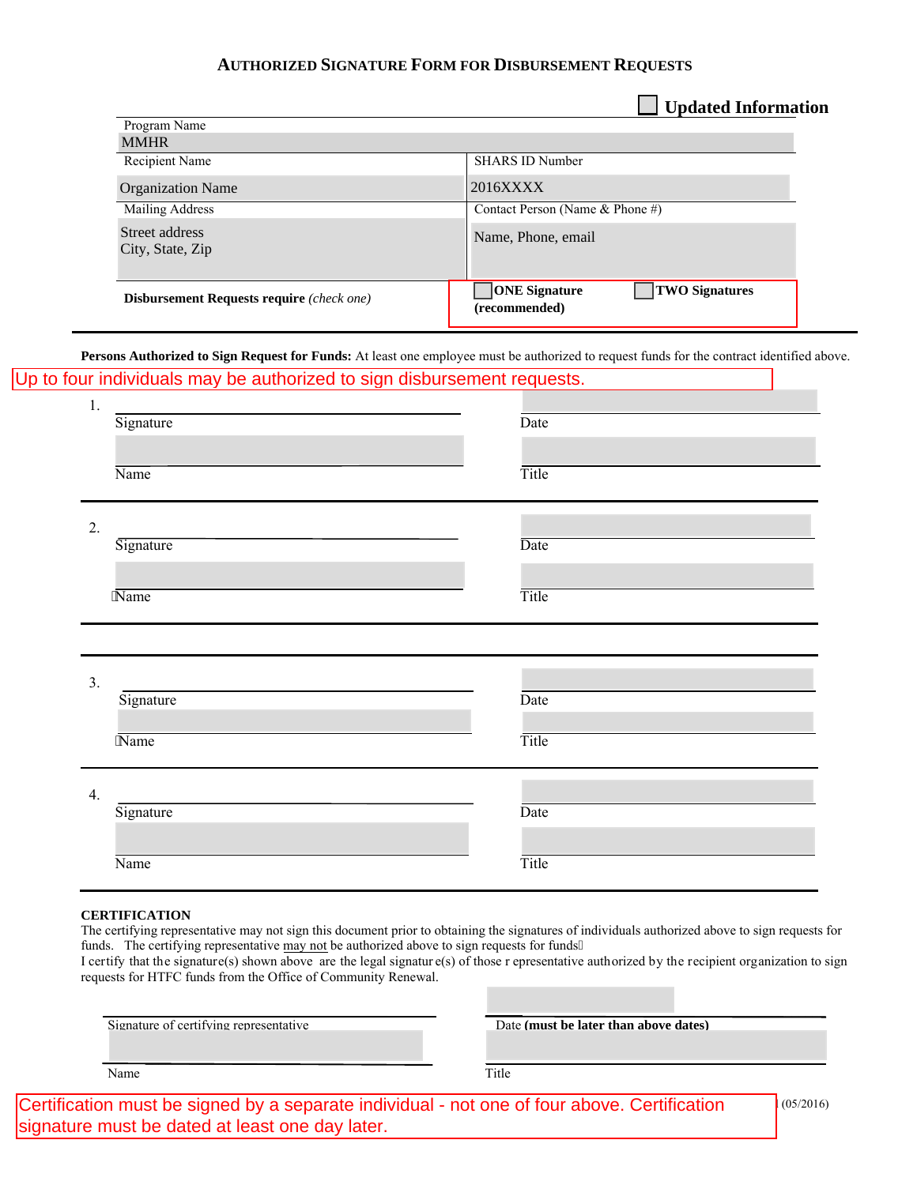# AUTHORIZED SIGNATURE FORM FOR DISBURSEMENT REQUESTS

☐ **Updated Information**

| Program Name | |
|---|---|
| MMHR | |
| Recipient Name | SHARS ID Number |
| Organization Name | 2016XXXX |
| Mailing Address | Contact Person (Name & Phone #) |
| Street address<br>City, State, Zip | Name, Phone, email |
| **Disbursement Requests require** *(check one)* | ☐ **ONE Signature (recommended)** ☐ **TWO Signatures** |

**Persons Authorized to Sign Request for Funds:** At least one employee must be authorized to request funds for the contract identified above.

Up to four individuals may be authorized to sign disbursement requests.

1.

Signature ____________________ Date ____________________

Name ____________________ Title ____________________

2.

Signature ____________________ Date ____________________

Name ____________________ Title ____________________

3.

Signature ____________________ Date ____________________

Name ____________________ Title ____________________

4.

Signature ____________________ Date ____________________

Name ____________________ Title ____________________

**CERTIFICATION**

The certifying representative may not sign this document prior to obtaining the signatures of individuals authorized above to sign requests for funds. The certifying representative may not be authorized above to sign requests for funds.

I certify that the signature(s) shown above are the legal signature(s) of those representative authorized by the recipient organization to sign requests for HTFC funds from the Office of Community Renewal.

Signature of certifying representative ____________________ Date **(must be later than above dates)** ____________________

Name ____________________ Title ____________________

Certification must be signed by a separate individual - not one of four above. Certification signature must be dated at least one day later.

(05/2016)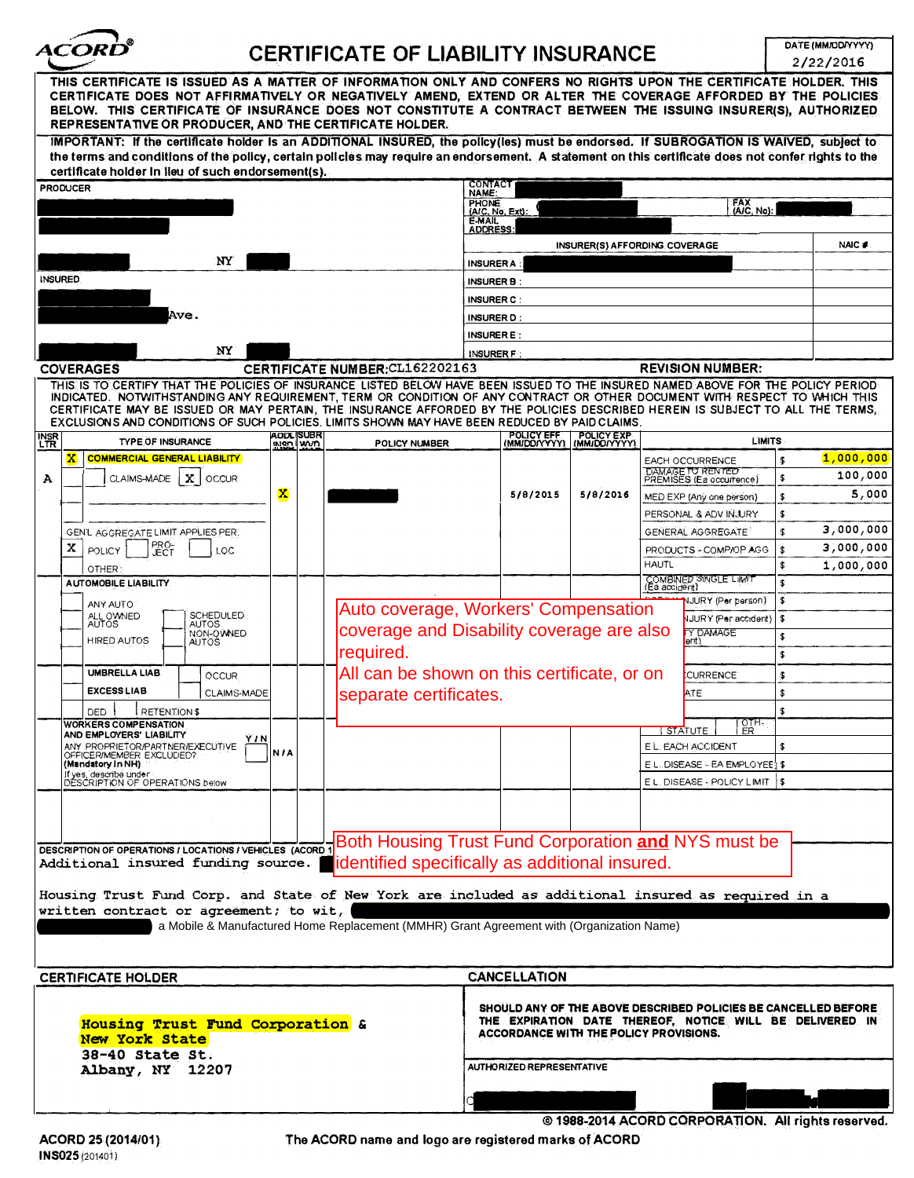# CERTIFICATE OF LIABILITY INSURANCE

ACORD

DATE (MM/DD/YYYY) 2/22/2016

THIS CERTIFICATE IS ISSUED AS A MATTER OF INFORMATION ONLY AND CONFERS NO RIGHTS UPON THE CERTIFICATE HOLDER. THIS CERTIFICATE DOES NOT AFFIRMATIVELY OR NEGATIVELY AMEND, EXTEND OR ALTER THE COVERAGE AFFORDED BY THE POLICIES BELOW. THIS CERTIFICATE OF INSURANCE DOES NOT CONSTITUTE A CONTRACT BETWEEN THE ISSUING INSURER(S), AUTHORIZED REPRESENTATIVE OR PRODUCER, AND THE CERTIFICATE HOLDER.

IMPORTANT: If the certificate holder is an ADDITIONAL INSURED, the policy(ies) must be endorsed. If SUBROGATION IS WAIVED, subject to the terms and conditions of the policy, certain policies may require an endorsement. A statement on this certificate does not confer rights to the certificate holder in lieu of such endorsement(s).

| PRODUCER | CONTACT NAME: | |
|---|---|---|
| | PHONE (A/C, No, Ext): | FAX (A/C, No): |
| | E-MAIL ADDRESS: | |
| | INSURER(S) AFFORDING COVERAGE | NAIC # |
| NY | INSURER A : | |
| INSURED | INSURER B : | |
| | INSURER C : | |
| Ave. | INSURER D : | |
| | INSURER E : | |
| NY | INSURER F : | |

**COVERAGES** CERTIFICATE NUMBER: CL162202163 REVISION NUMBER:

THIS IS TO CERTIFY THAT THE POLICIES OF INSURANCE LISTED BELOW HAVE BEEN ISSUED TO THE INSURED NAMED ABOVE FOR THE POLICY PERIOD INDICATED. NOTWITHSTANDING ANY REQUIREMENT, TERM OR CONDITION OF ANY CONTRACT OR OTHER DOCUMENT WITH RESPECT TO WHICH THIS CERTIFICATE MAY BE ISSUED OR MAY PERTAIN, THE INSURANCE AFFORDED BY THE POLICIES DESCRIBED HEREIN IS SUBJECT TO ALL THE TERMS, EXCLUSIONS AND CONDITIONS OF SUCH POLICIES. LIMITS SHOWN MAY HAVE BEEN REDUCED BY PAID CLAIMS.

| INSR LTR | TYPE OF INSURANCE | ADDL INSD | SUBR WVD | POLICY NUMBER | POLICY EFF (MM/DD/YYYY) | POLICY EXP (MM/DD/YYYY) | LIMITS | |
|---|---|---|---|---|---|---|---|---|
| A | X COMMERCIAL GENERAL LIABILITY; CLAIMS-MADE; X OCCUR | X | | | 5/8/2015 | 5/8/2016 | EACH OCCURRENCE | $ 1,000,000 |
| | | | | | | | DAMAGE TO RENTED PREMISES (Ea occurrence) | $ 100,000 |
| | | | | | | | MED EXP (Any one person) | $ 5,000 |
| | | | | | | | PERSONAL & ADV INJURY | $ |
| | GEN'L AGGREGATE LIMIT APPLIES PER: X POLICY; PRO-JECT; LOC; OTHER: | | | | | | GENERAL AGGREGATE | $ 3,000,000 |
| | | | | | | | PRODUCTS - COMP/OP AGG | $ 3,000,000 |
| | | | | | | | HAUTL | $ 1,000,000 |
| | AUTOMOBILE LIABILITY; ANY AUTO; ALL OWNED AUTOS; SCHEDULED AUTOS; HIRED AUTOS; NON-OWNED AUTOS | | | | | | COMBINED SINGLE LIMIT (Ea accident) | $ |
| | | | | | | | BODILY INJURY (Per person) | $ |
| | | | | | | | BODILY INJURY (Per accident) | $ |
| | | | | | | | PROPERTY DAMAGE (Per accident) | $ |
| | | | | | | | | $ |
| | UMBRELLA LIAB; OCCUR; EXCESS LIAB; CLAIMS-MADE; DED; RETENTION $ | | | | | | EACH OCCURRENCE | $ |
| | | | | | | | AGGREGATE | $ |
| | | | | | | | | $ |
| | WORKERS COMPENSATION AND EMPLOYERS' LIABILITY Y/N; ANY PROPRIETOR/PARTNER/EXECUTIVE OFFICER/MEMBER EXCLUDED? (Mandatory in NH); If yes, describe under DESCRIPTION OF OPERATIONS below | N/A | | | | | STATUTE; OTH-ER | |
| | | | | | | | E.L. EACH ACCIDENT | $ |
| | | | | | | | E.L. DISEASE - EA EMPLOYEE | $ |
| | | | | | | | E.L. DISEASE - POLICY LIMIT | $ |

Auto coverage, Workers' Compensation coverage and Disability coverage are also required.
All can be shown on this certificate, or on separate certificates.

DESCRIPTION OF OPERATIONS / LOCATIONS / VEHICLES (ACORD 101, Additional Remarks Schedule, may be attached if more space is required)

Additional insured funding source.

Both Housing Trust Fund Corporation **and** NYS must be identified specifically as additional insured.

Housing Trust Fund Corp. and State of New York are included as additional insured as required in a written contract or agreement; to wit, a Mobile & Manufactured Home Replacement (MMHR) Grant Agreement with (Organization Name)

| CERTIFICATE HOLDER | CANCELLATION |
|---|---|
| Housing Trust Fund Corporation & New York State<br>38-40 State St.<br>Albany, NY 12207 | SHOULD ANY OF THE ABOVE DESCRIBED POLICIES BE CANCELLED BEFORE THE EXPIRATION DATE THEREOF, NOTICE WILL BE DELIVERED IN ACCORDANCE WITH THE POLICY PROVISIONS.<br><br>AUTHORIZED REPRESENTATIVE |

© 1988-2014 ACORD CORPORATION. All rights reserved.

ACORD 25 (2014/01) The ACORD name and logo are registered marks of ACORD

INS025 (201401)